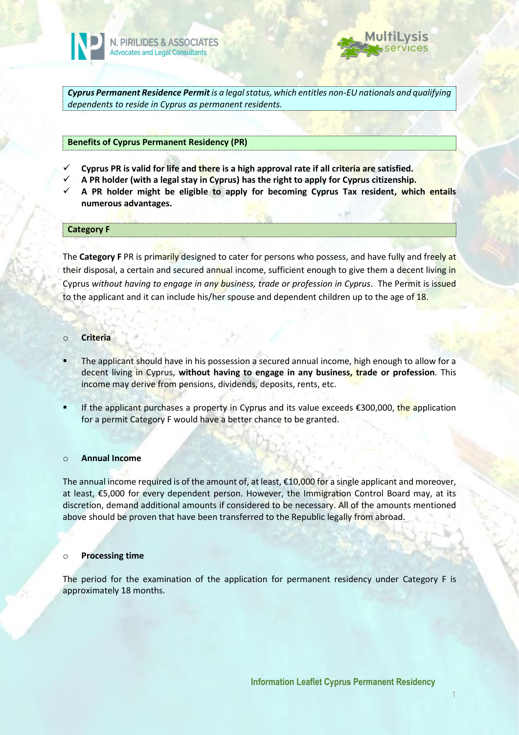N. PIRILIDES & ASSOCIATES
Advocates and Legal Consultants

MultiLysis services

***Cyprus Permanent Residence Permit*** *is a legal status, which entitles non-EU nationals and qualifying dependents to reside in Cyprus as permanent residents.*

## Benefits of Cyprus Permanent Residency (PR)

- ✓ **Cyprus PR is valid for life and there is a high approval rate if all criteria are satisfied.**
- ✓ **A PR holder (with a legal stay in Cyprus) has the right to apply for Cyprus citizenship.**
- ✓ **A PR holder might be eligible to apply for becoming Cyprus Tax resident, which entails numerous advantages.**

## Category F

The **Category F** PR is primarily designed to cater for persons who possess, and have fully and freely at their disposal, a certain and secured annual income, sufficient enough to give them a decent living in Cyprus *without having to engage in any business, trade or profession in Cyprus*. The Permit is issued to the applicant and it can include his/her spouse and dependent children up to the age of 18.

### Criteria

- The applicant should have in his possession a secured annual income, high enough to allow for a decent living in Cyprus, **without having to engage in any business, trade or profession**. This income may derive from pensions, dividends, deposits, rents, etc.
- If the applicant purchases a property in Cyprus and its value exceeds €300,000, the application for a permit Category F would have a better chance to be granted.

### Annual Income

The annual income required is of the amount of, at least, €10,000 for a single applicant and moreover, at least, €5,000 for every dependent person. However, the Immigration Control Board may, at its discretion, demand additional amounts if considered to be necessary. All of the amounts mentioned above should be proven that have been transferred to the Republic legally from abroad.

### Processing time

The period for the examination of the application for permanent residency under Category F is approximately 18 months.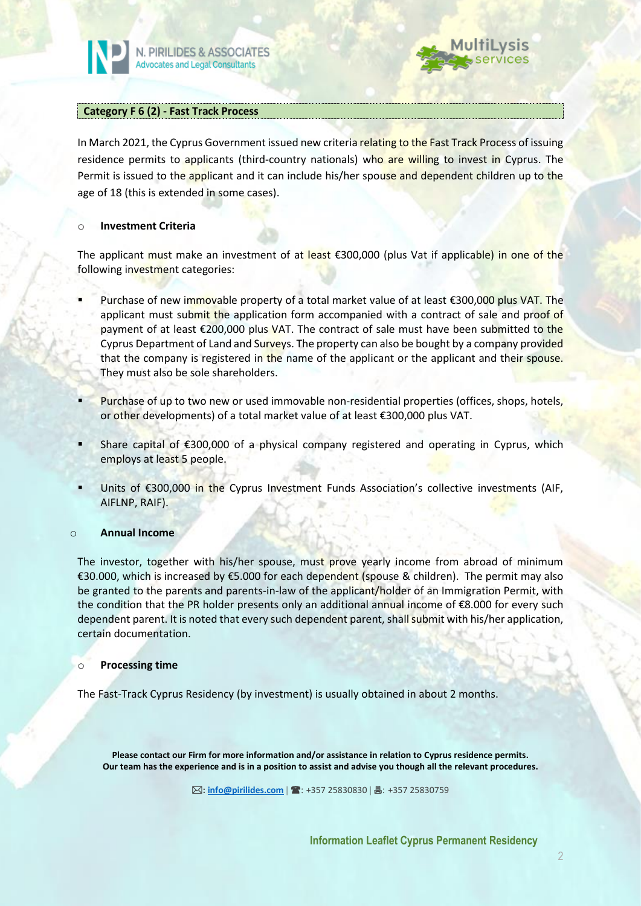## Category F 6 (2) - Fast Track Process

In March 2021, the Cyprus Government issued new criteria relating to the Fast Track Process of issuing residence permits to applicants (third-country nationals) who are willing to invest in Cyprus. The Permit is issued to the applicant and it can include his/her spouse and dependent children up to the age of 18 (this is extended in some cases).

- **Investment Criteria**

The applicant must make an investment of at least €300,000 (plus Vat if applicable) in one of the following investment categories:

- Purchase of new immovable property of a total market value of at least €300,000 plus VAT. The applicant must submit the application form accompanied with a contract of sale and proof of payment of at least €200,000 plus VAT. The contract of sale must have been submitted to the Cyprus Department of Land and Surveys. The property can also be bought by a company provided that the company is registered in the name of the applicant or the applicant and their spouse. They must also be sole shareholders.
- Purchase of up to two new or used immovable non-residential properties (offices, shops, hotels, or other developments) of a total market value of at least €300,000 plus VAT.
- Share capital of €300,000 of a physical company registered and operating in Cyprus, which employs at least 5 people.
- Units of €300,000 in the Cyprus Investment Funds Association's collective investments (AIF, AIFLNP, RAIF).

- **Annual Income**

The investor, together with his/her spouse, must prove yearly income from abroad of minimum €30.000, which is increased by €5.000 for each dependent (spouse & children). The permit may also be granted to the parents and parents-in-law of the applicant/holder of an Immigration Permit, with the condition that the PR holder presents only an additional annual income of €8.000 for every such dependent parent. It is noted that every such dependent parent, shall submit with his/her application, certain documentation.

- **Processing time**

The Fast-Track Cyprus Residency (by investment) is usually obtained in about 2 months.

**Please contact our Firm for more information and/or assistance in relation to Cyprus residence permits.**
**Our team has the experience and is in a position to assist and advise you though all the relevant procedures.**

✉: info@pirilides.com | ☎: +357 25830830 | Fax: +357 25830759